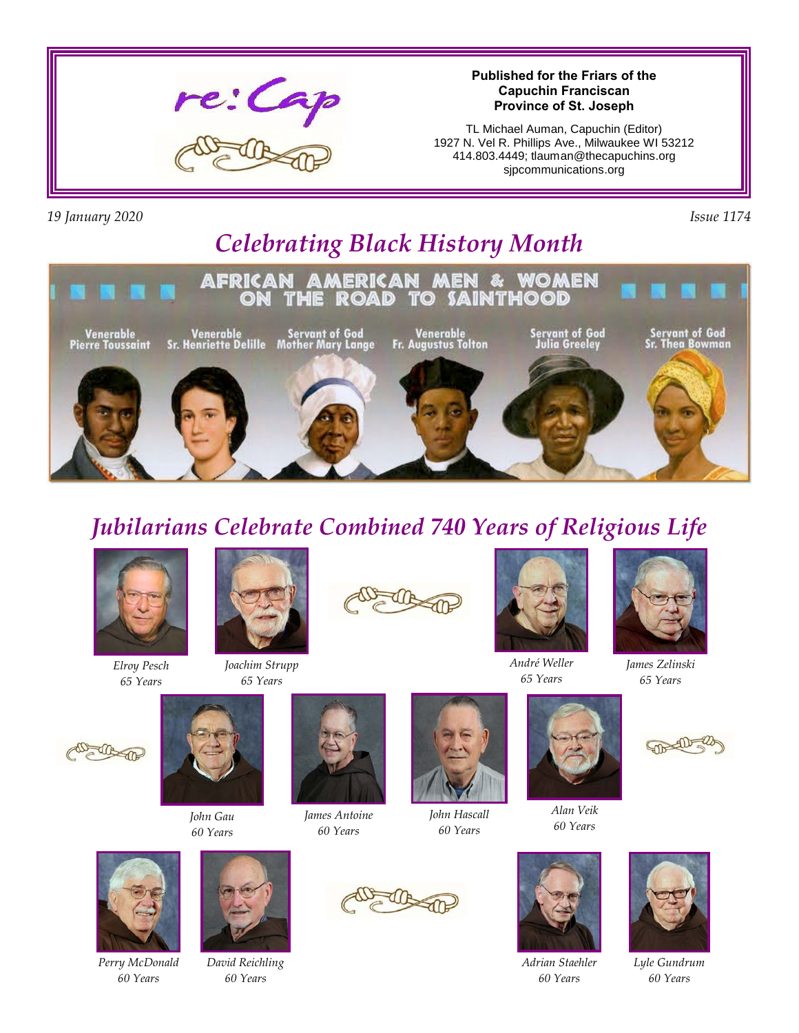# re:Cap

**Published for the Friars of the Capuchin Franciscan Province of St. Joseph**

TL Michael Auman, Capuchin (Editor)
1927 N. Vel R. Phillips Ave., Milwaukee WI 53212
414.803.4449; tlauman@thecapuchins.org
sjpcommunications.org

*19 January 2020*

*Issue 1174*

## *Celebrating Black History Month*

AFRICAN AMERICAN MEN & WOMEN ON THE ROAD TO SAINTHOOD

Venerable Pierre Toussaint — Venerable Sr. Henriette Delille — Servant of God Mother Mary Lange — Venerable Fr. Augustus Tolton — Servant of God Julia Greeley — Servant of God Sr. Thea Bowman

## *Jubilarians Celebrate Combined 740 Years of Religious Life*

*Elroy Pesch*
*65 Years*

*Joachim Strupp*
*65 Years*

*André Weller*
*65 Years*

*James Zelinski*
*65 Years*

*John Gau*
*60 Years*

*James Antoine*
*60 Years*

*John Hascall*
*60 Years*

*Alan Veik*
*60 Years*

*Perry McDonald*
*60 Years*

*David Reichling*
*60 Years*

*Adrian Staehler*
*60 Years*

*Lyle Gundrum*
*60 Years*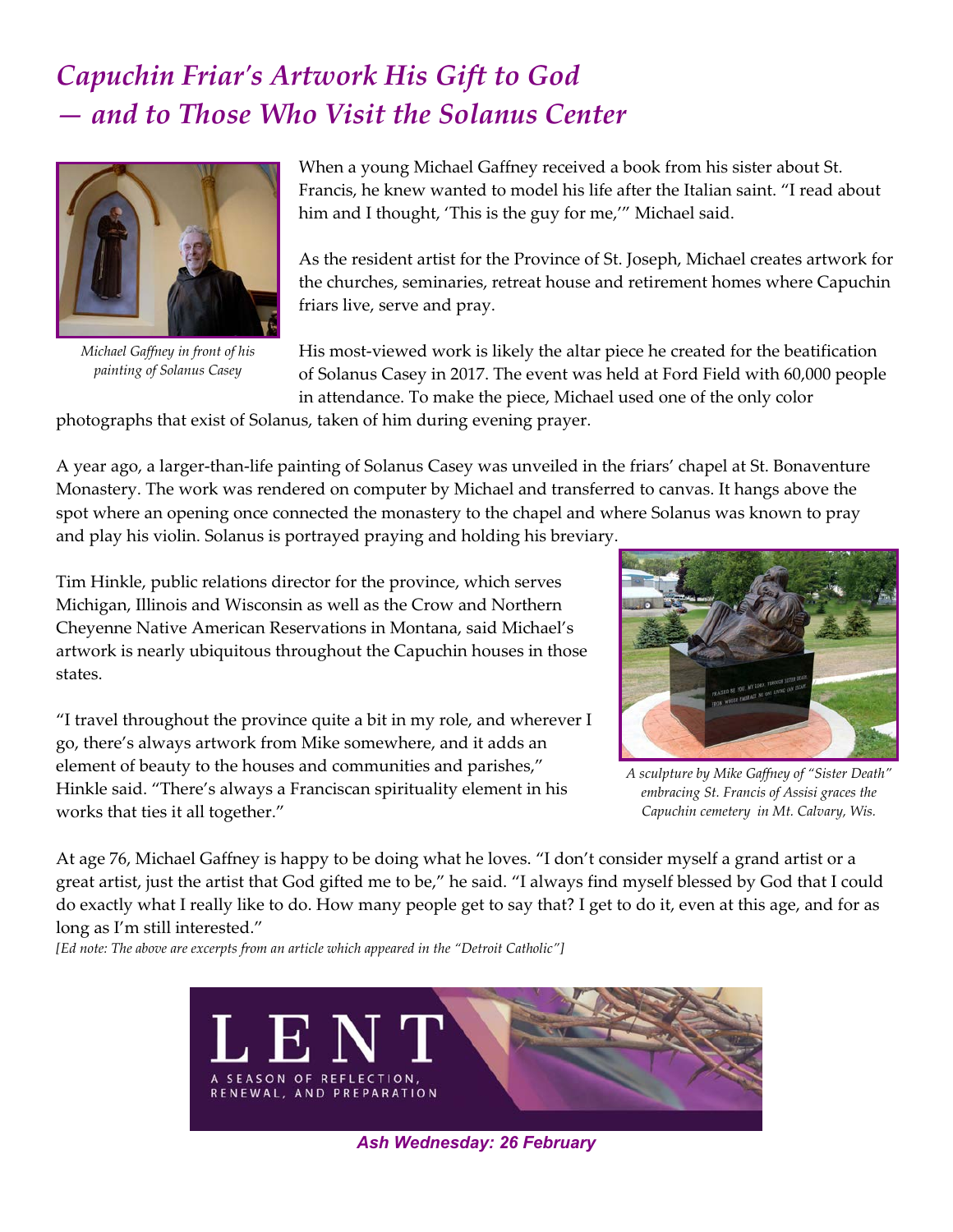# *Capuchin Friar's Artwork His Gift to God — and to Those Who Visit the Solanus Center*

*Michael Gaffney in front of his painting of Solanus Casey*

When a young Michael Gaffney received a book from his sister about St. Francis, he knew wanted to model his life after the Italian saint. "I read about him and I thought, 'This is the guy for me,'" Michael said.

As the resident artist for the Province of St. Joseph, Michael creates artwork for the churches, seminaries, retreat house and retirement homes where Capuchin friars live, serve and pray.

His most-viewed work is likely the altar piece he created for the beatification of Solanus Casey in 2017. The event was held at Ford Field with 60,000 people in attendance. To make the piece, Michael used one of the only color photographs that exist of Solanus, taken of him during evening prayer.

A year ago, a larger-than-life painting of Solanus Casey was unveiled in the friars' chapel at St. Bonaventure Monastery. The work was rendered on computer by Michael and transferred to canvas. It hangs above the spot where an opening once connected the monastery to the chapel and where Solanus was known to pray and play his violin. Solanus is portrayed praying and holding his breviary.

Tim Hinkle, public relations director for the province, which serves Michigan, Illinois and Wisconsin as well as the Crow and Northern Cheyenne Native American Reservations in Montana, said Michael's artwork is nearly ubiquitous throughout the Capuchin houses in those states.

"I travel throughout the province quite a bit in my role, and wherever I go, there's always artwork from Mike somewhere, and it adds an element of beauty to the houses and communities and parishes," Hinkle said. "There's always a Franciscan spirituality element in his works that ties it all together."

*A sculpture by Mike Gaffney of "Sister Death" embracing St. Francis of Assisi graces the Capuchin cemetery in Mt. Calvary, Wis.*

At age 76, Michael Gaffney is happy to be doing what he loves. "I don't consider myself a grand artist or a great artist, just the artist that God gifted me to be," he said. "I always find myself blessed by God that I could do exactly what I really like to do. How many people get to say that? I get to do it, even at this age, and for as long as I'm still interested."

*[Ed note: The above are excerpts from an article which appeared in the "Detroit Catholic"]*

LENT
A SEASON OF REFLECTION, RENEWAL, AND PREPARATION

***Ash Wednesday: 26 February***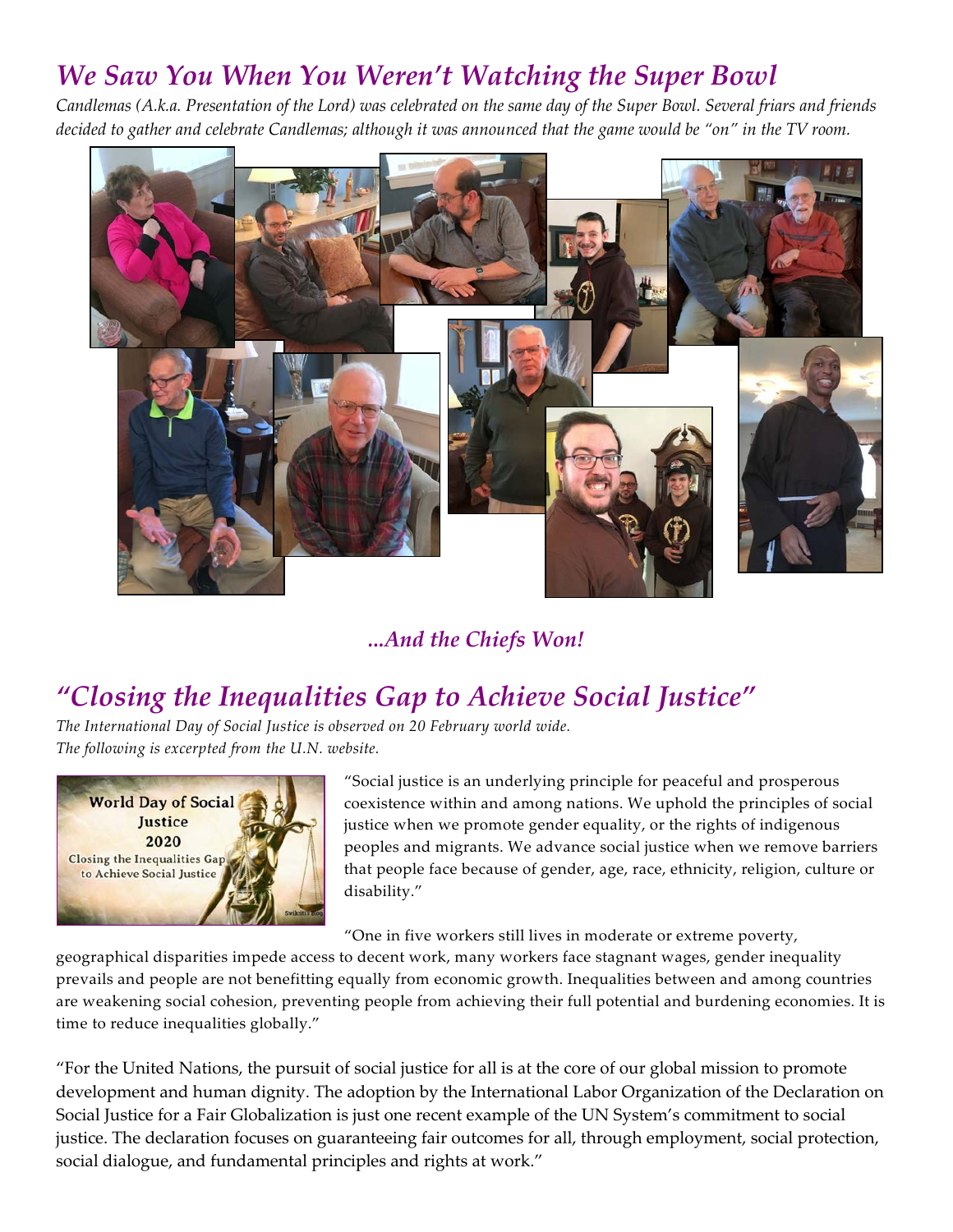## *We Saw You When You Weren't Watching the Super Bowl*

*Candlemas (A.k.a. Presentation of the Lord) was celebrated on the same day of the Super Bowl. Several friars and friends decided to gather and celebrate Candlemas; although it was announced that the game would be "on" in the TV room.*

***...And the Chiefs Won!***

## *"Closing the Inequalities Gap to Achieve Social Justice"*

*The International Day of Social Justice is observed on 20 February world wide.*
*The following is excerpted from the U.N. website.*

"Social justice is an underlying principle for peaceful and prosperous coexistence within and among nations. We uphold the principles of social justice when we promote gender equality, or the rights of indigenous peoples and migrants. We advance social justice when we remove barriers that people face because of gender, age, race, ethnicity, religion, culture or disability."

"One in five workers still lives in moderate or extreme poverty, geographical disparities impede access to decent work, many workers face stagnant wages, gender inequality prevails and people are not benefitting equally from economic growth. Inequalities between and among countries are weakening social cohesion, preventing people from achieving their full potential and burdening economies. It is time to reduce inequalities globally."

"For the United Nations, the pursuit of social justice for all is at the core of our global mission to promote development and human dignity. The adoption by the International Labor Organization of the Declaration on Social Justice for a Fair Globalization is just one recent example of the UN System's commitment to social justice. The declaration focuses on guaranteeing fair outcomes for all, through employment, social protection, social dialogue, and fundamental principles and rights at work."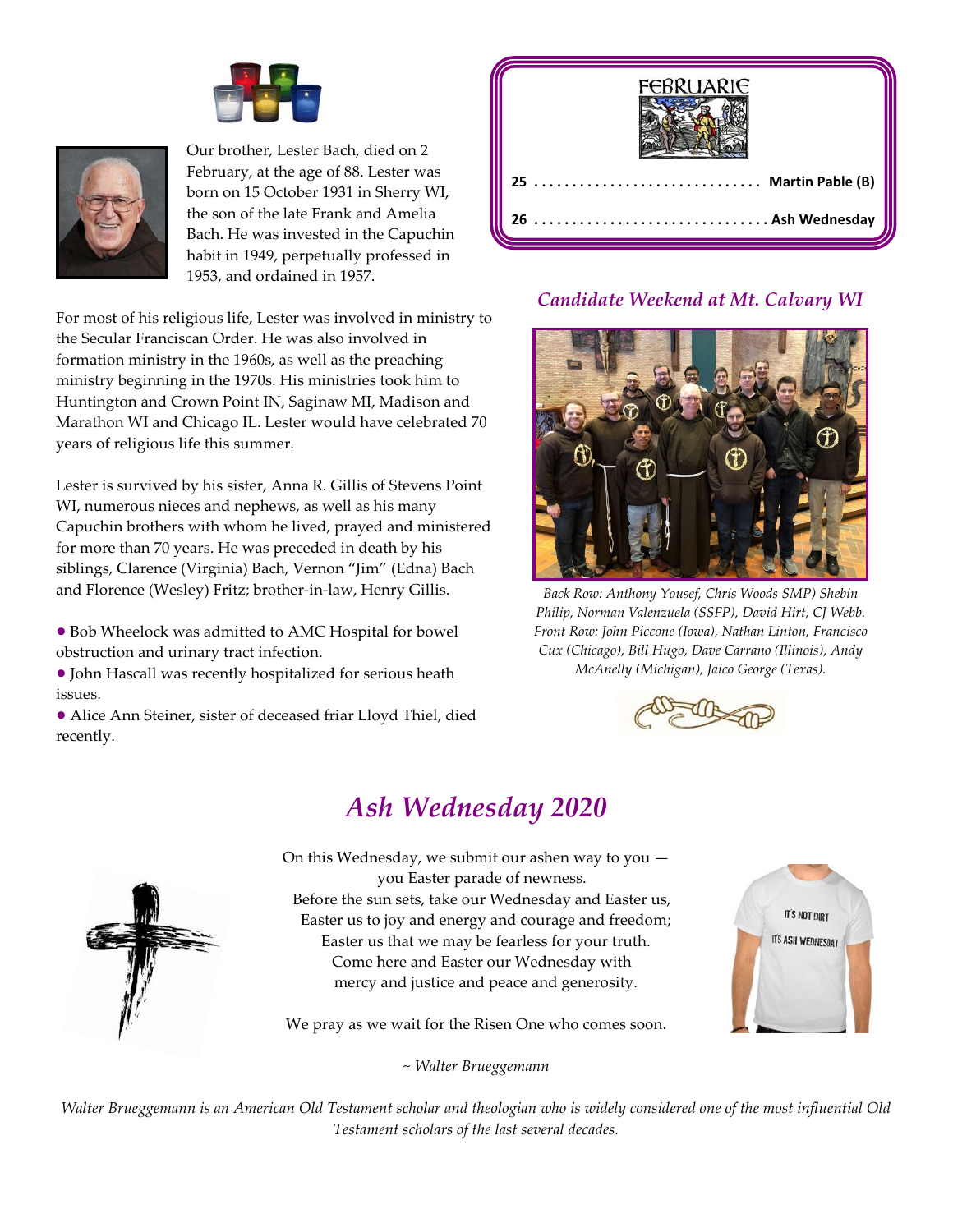Our brother, Lester Bach, died on 2 February, at the age of 88. Lester was born on 15 October 1931 in Sherry WI, the son of the late Frank and Amelia Bach. He was invested in the Capuchin habit in 1949, perpetually professed in 1953, and ordained in 1957.

For most of his religious life, Lester was involved in ministry to the Secular Franciscan Order. He was also involved in formation ministry in the 1960s, as well as the preaching ministry beginning in the 1970s. His ministries took him to Huntington and Crown Point IN, Saginaw MI, Madison and Marathon WI and Chicago IL. Lester would have celebrated 70 years of religious life this summer.

Lester is survived by his sister, Anna R. Gillis of Stevens Point WI, numerous nieces and nephews, as well as his many Capuchin brothers with whom he lived, prayed and ministered for more than 70 years. He was preceded in death by his siblings, Clarence (Virginia) Bach, Vernon "Jim" (Edna) Bach and Florence (Wesley) Fritz; brother-in-law, Henry Gillis.

- Bob Wheelock was admitted to AMC Hospital for bowel obstruction and urinary tract infection.
- John Hascall was recently hospitalized for serious heath issues.
- Alice Ann Steiner, sister of deceased friar Lloyd Thiel, died recently.

FEBRUARIE

**25** .............................. **Martin Pable (B)**

**26** .............................. **Ash Wednesday**

## *Candidate Weekend at Mt. Calvary WI*

*Back Row: Anthony Yousef, Chris Woods SMP) Shebin Philip, Norman Valenzuela (SSFP), David Hirt, CJ Webb. Front Row: John Piccone (Iowa), Nathan Linton, Francisco Cux (Chicago), Bill Hugo, Dave Carrano (Illinois), Andy McAnelly (Michigan), Jaico George (Texas).*

# *Ash Wednesday 2020*

On this Wednesday, we submit our ashen way to you —
you Easter parade of newness.
Before the sun sets, take our Wednesday and Easter us,
Easter us to joy and energy and courage and freedom;
Easter us that we may be fearless for your truth.
Come here and Easter our Wednesday with
mercy and justice and peace and generosity.

We pray as we wait for the Risen One who comes soon.

*~ Walter Brueggemann*

*Walter Brueggemann is an American Old Testament scholar and theologian who is widely considered one of the most influential Old Testament scholars of the last several decades.*